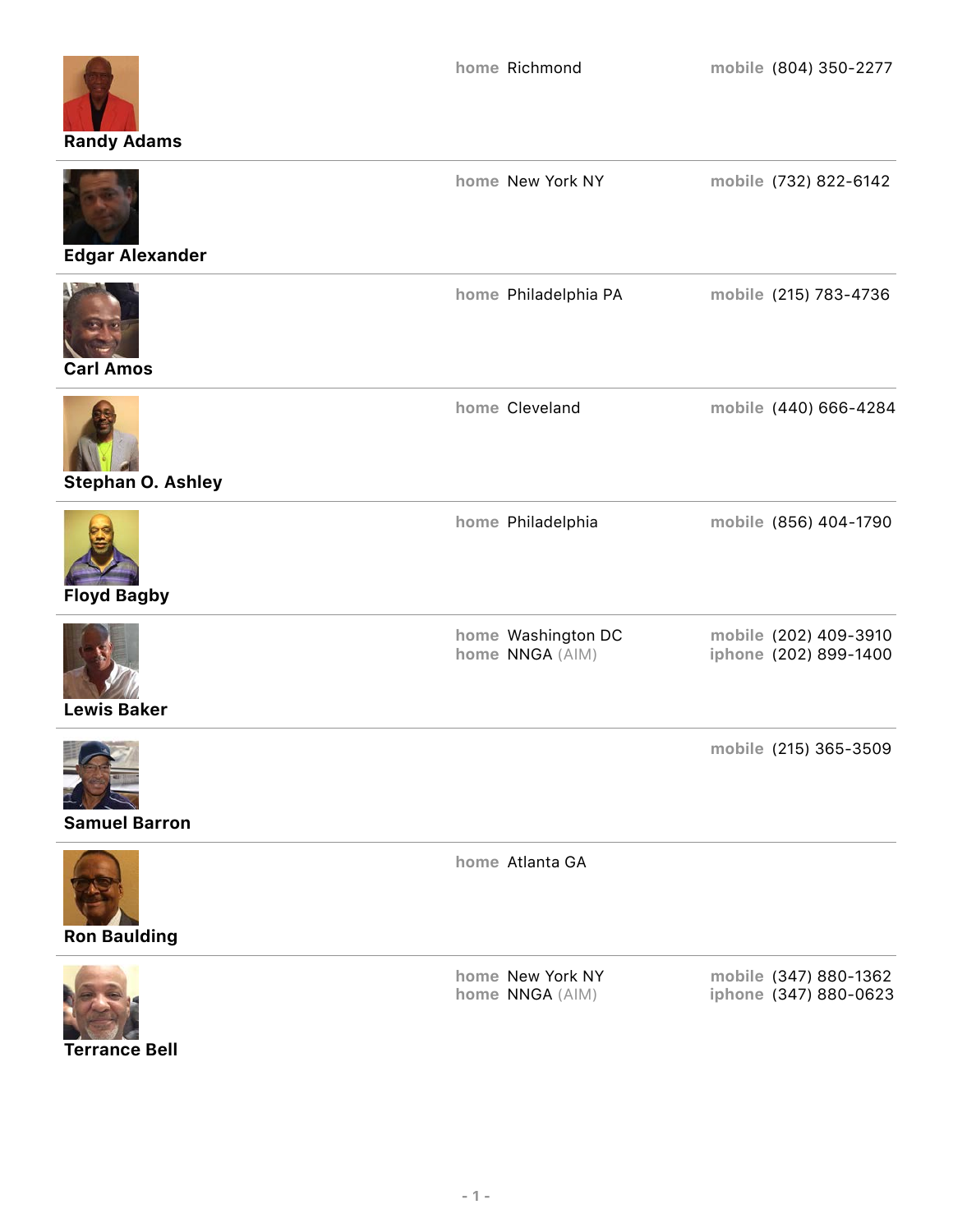**Randy Adams**

home Richmond

mobile (804) 350-2277

---

**Edgar Alexander**

home New York NY

mobile (732) 822-6142

---

**Carl Amos**

home Philadelphia PA

mobile (215) 783-4736

---

**Stephan O. Ashley**

home Cleveland

mobile (440) 666-4284

---

**Floyd Bagby**

home Philadelphia

mobile (856) 404-1790

---

**Lewis Baker**

home Washington DC
home NNGA (AIM)

mobile (202) 409-3910
iphone (202) 899-1400

---

**Samuel Barron**

mobile (215) 365-3509

---

**Ron Baulding**

home Atlanta GA

---

**Terrance Bell**

home New York NY
home NNGA (AIM)

mobile (347) 880-1362
iphone (347) 880-0623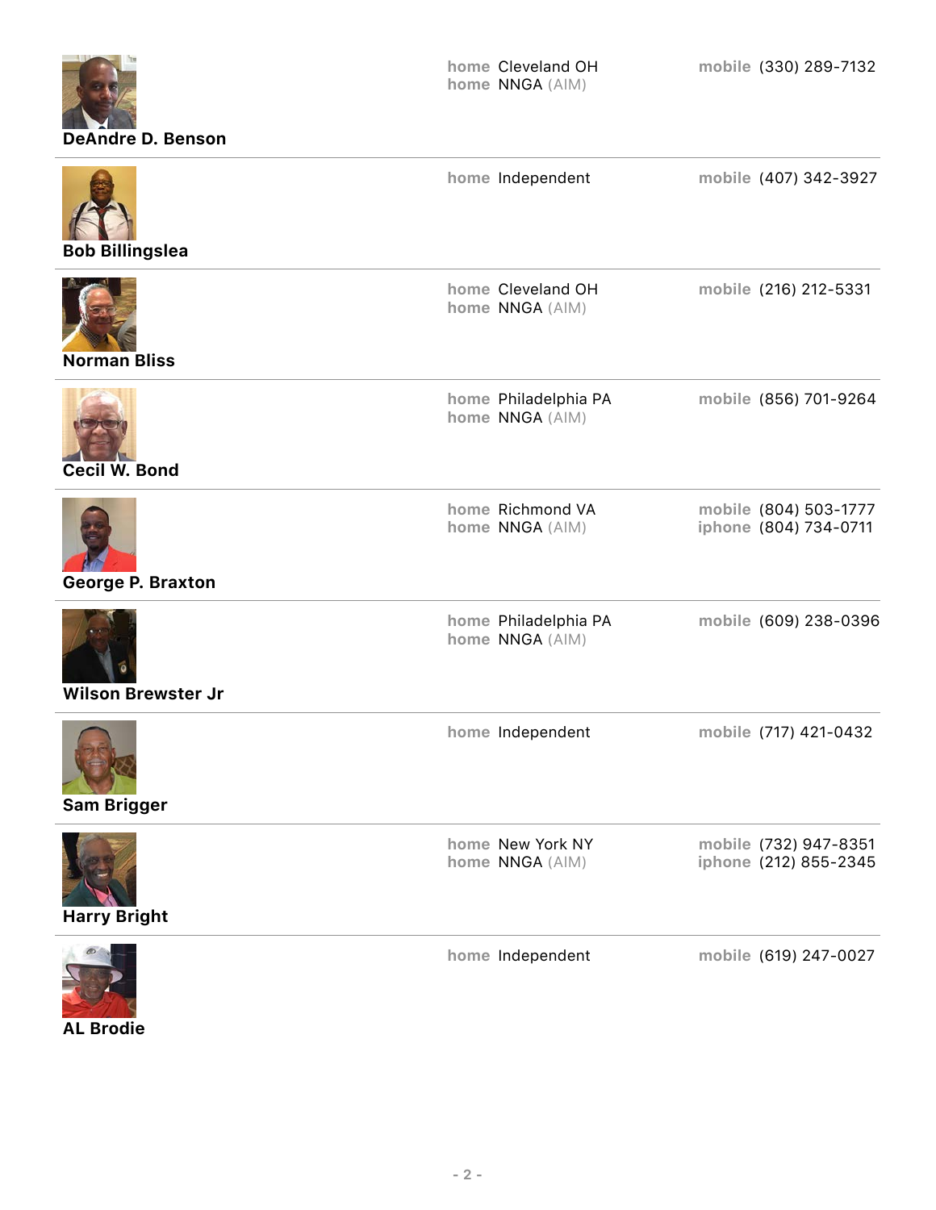**DeAndre D. Benson**

home Cleveland OH
home NNGA (AIM)

mobile (330) 289-7132

---

**Bob Billingslea**

home Independent

mobile (407) 342-3927

---

**Norman Bliss**

home Cleveland OH
home NNGA (AIM)

mobile (216) 212-5331

---

**Cecil W. Bond**

home Philadelphia PA
home NNGA (AIM)

mobile (856) 701-9264

---

**George P. Braxton**

home Richmond VA
home NNGA (AIM)

mobile (804) 503-1777
iphone (804) 734-0711

---

**Wilson Brewster Jr**

home Philadelphia PA
home NNGA (AIM)

mobile (609) 238-0396

---

**Sam Brigger**

home Independent

mobile (717) 421-0432

---

**Harry Bright**

home New York NY
home NNGA (AIM)

mobile (732) 947-8351
iphone (212) 855-2345

---

**AL Brodie**

home Independent

mobile (619) 247-0027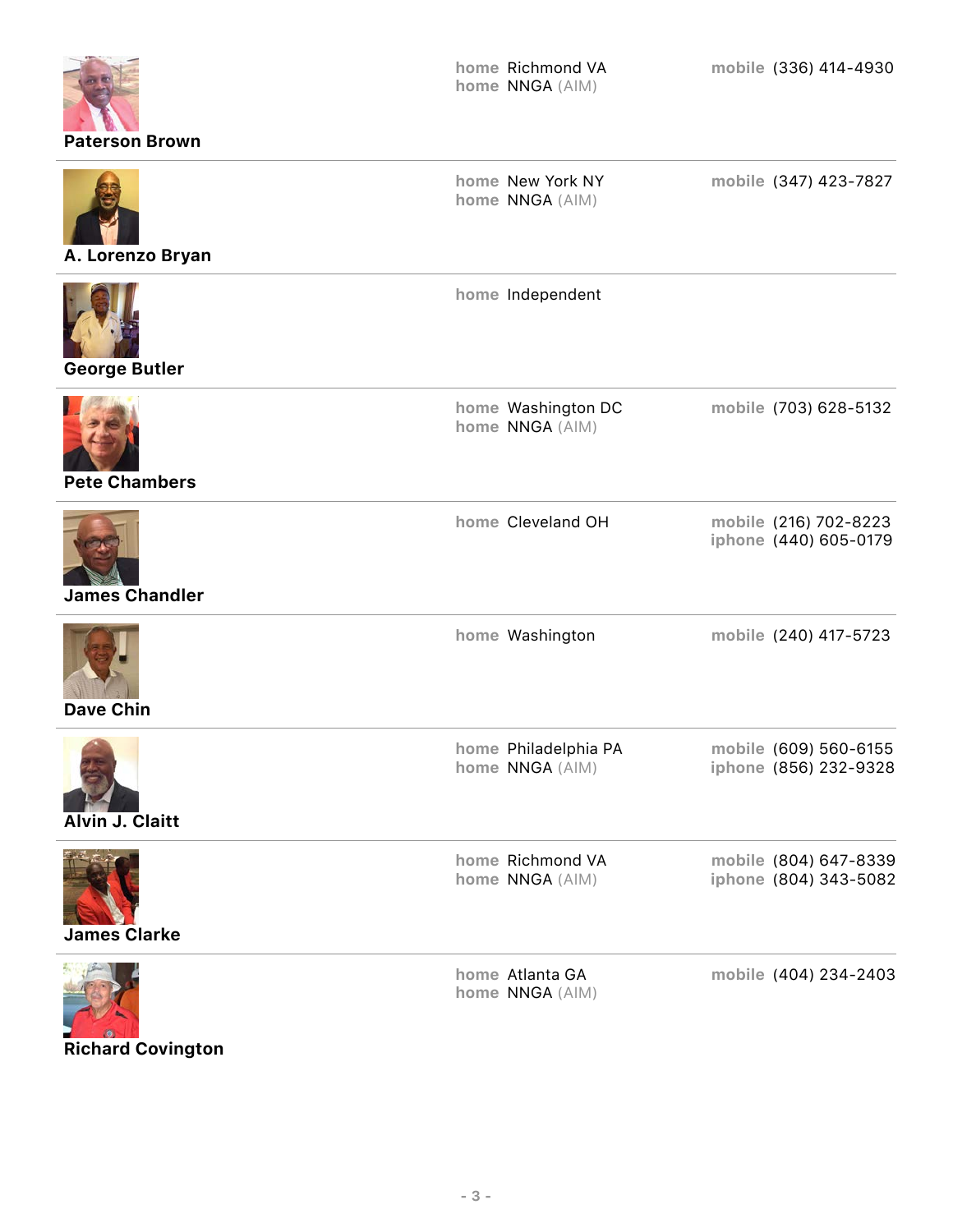**Paterson Brown**

home Richmond VA
home NNGA (AIM)

mobile (336) 414-4930

---

**A. Lorenzo Bryan**

home New York NY
home NNGA (AIM)

mobile (347) 423-7827

---

**George Butler**

home Independent

---

**Pete Chambers**

home Washington DC
home NNGA (AIM)

mobile (703) 628-5132

---

**James Chandler**

home Cleveland OH

mobile (216) 702-8223
iphone (440) 605-0179

---

**Dave Chin**

home Washington

mobile (240) 417-5723

---

**Alvin J. Claitt**

home Philadelphia PA
home NNGA (AIM)

mobile (609) 560-6155
iphone (856) 232-9328

---

**James Clarke**

home Richmond VA
home NNGA (AIM)

mobile (804) 647-8339
iphone (804) 343-5082

---

**Richard Covington**

home Atlanta GA
home NNGA (AIM)

mobile (404) 234-2403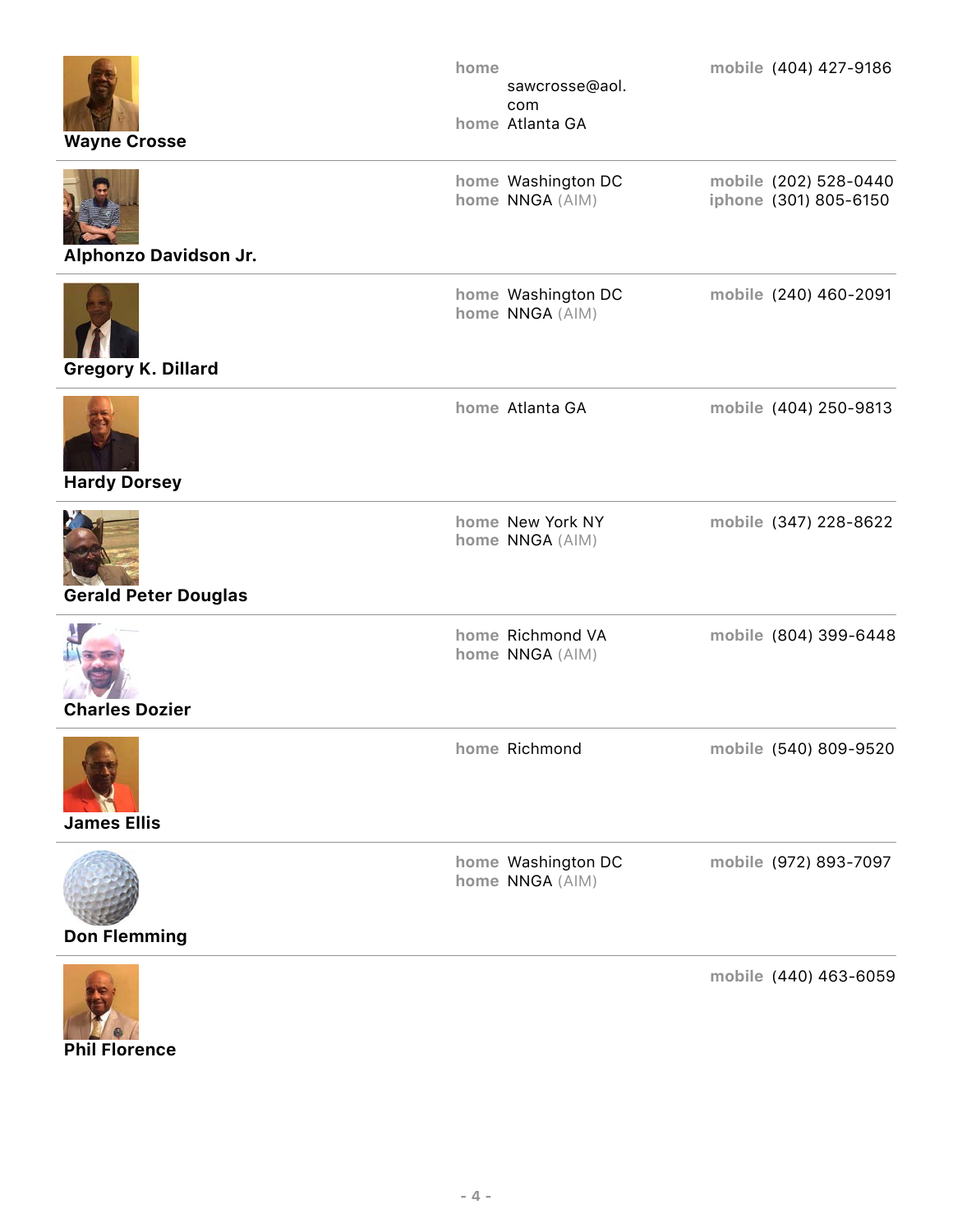**Wayne Crosse**

home sawcrosse@aol.com
home Atlanta GA
mobile (404) 427-9186

---

**Alphonzo Davidson Jr.**

home Washington DC
home NNGA (AIM)
mobile (202) 528-0440
iphone (301) 805-6150

---

**Gregory K. Dillard**

home Washington DC
home NNGA (AIM)
mobile (240) 460-2091

---

**Hardy Dorsey**

home Atlanta GA
mobile (404) 250-9813

---

**Gerald Peter Douglas**

home New York NY
home NNGA (AIM)
mobile (347) 228-8622

---

**Charles Dozier**

home Richmond VA
home NNGA (AIM)
mobile (804) 399-6448

---

**James Ellis**

home Richmond
mobile (540) 809-9520

---

**Don Flemming**

home Washington DC
home NNGA (AIM)
mobile (972) 893-7097

---

**Phil Florence**

mobile (440) 463-6059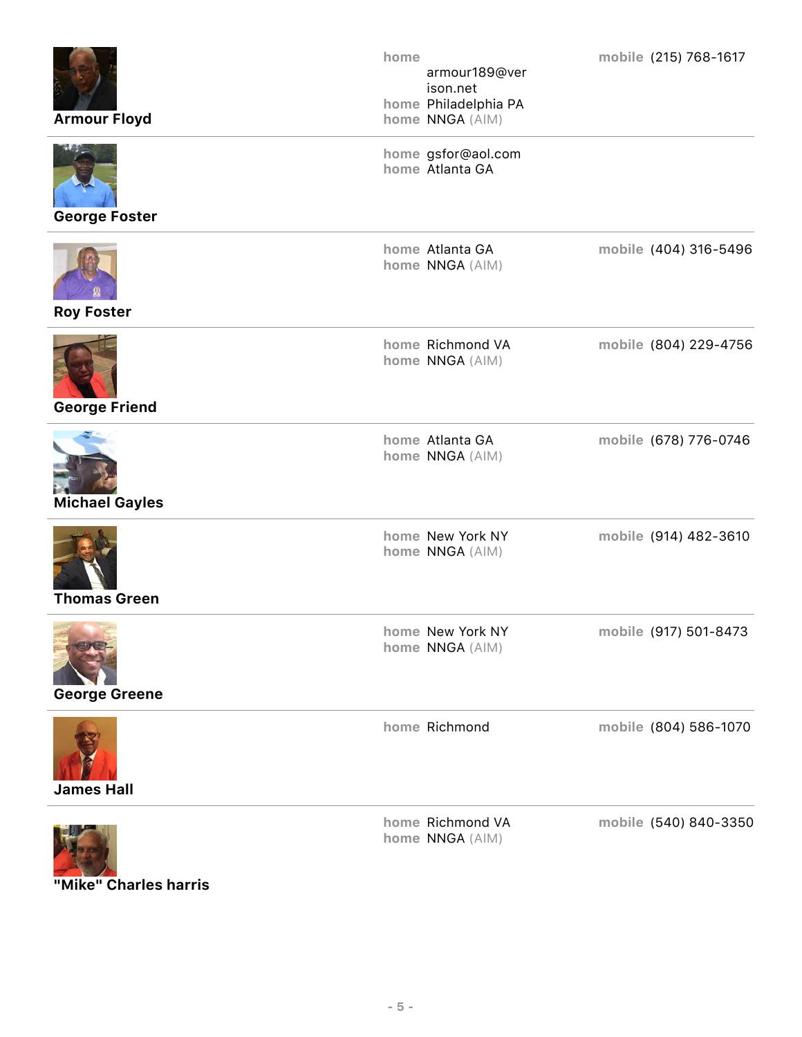**Armour Floyd**

home armour189@verison.net
home Philadelphia PA
home NNGA (AIM)
mobile (215) 768-1617

---

**George Foster**

home gsfor@aol.com
home Atlanta GA

---

**Roy Foster**

home Atlanta GA
home NNGA (AIM)
mobile (404) 316-5496

---

**George Friend**

home Richmond VA
home NNGA (AIM)
mobile (804) 229-4756

---

**Michael Gayles**

home Atlanta GA
home NNGA (AIM)
mobile (678) 776-0746

---

**Thomas Green**

home New York NY
home NNGA (AIM)
mobile (914) 482-3610

---

**George Greene**

home New York NY
home NNGA (AIM)
mobile (917) 501-8473

---

**James Hall**

home Richmond
mobile (804) 586-1070

---

**"Mike" Charles harris**

home Richmond VA
home NNGA (AIM)
mobile (540) 840-3350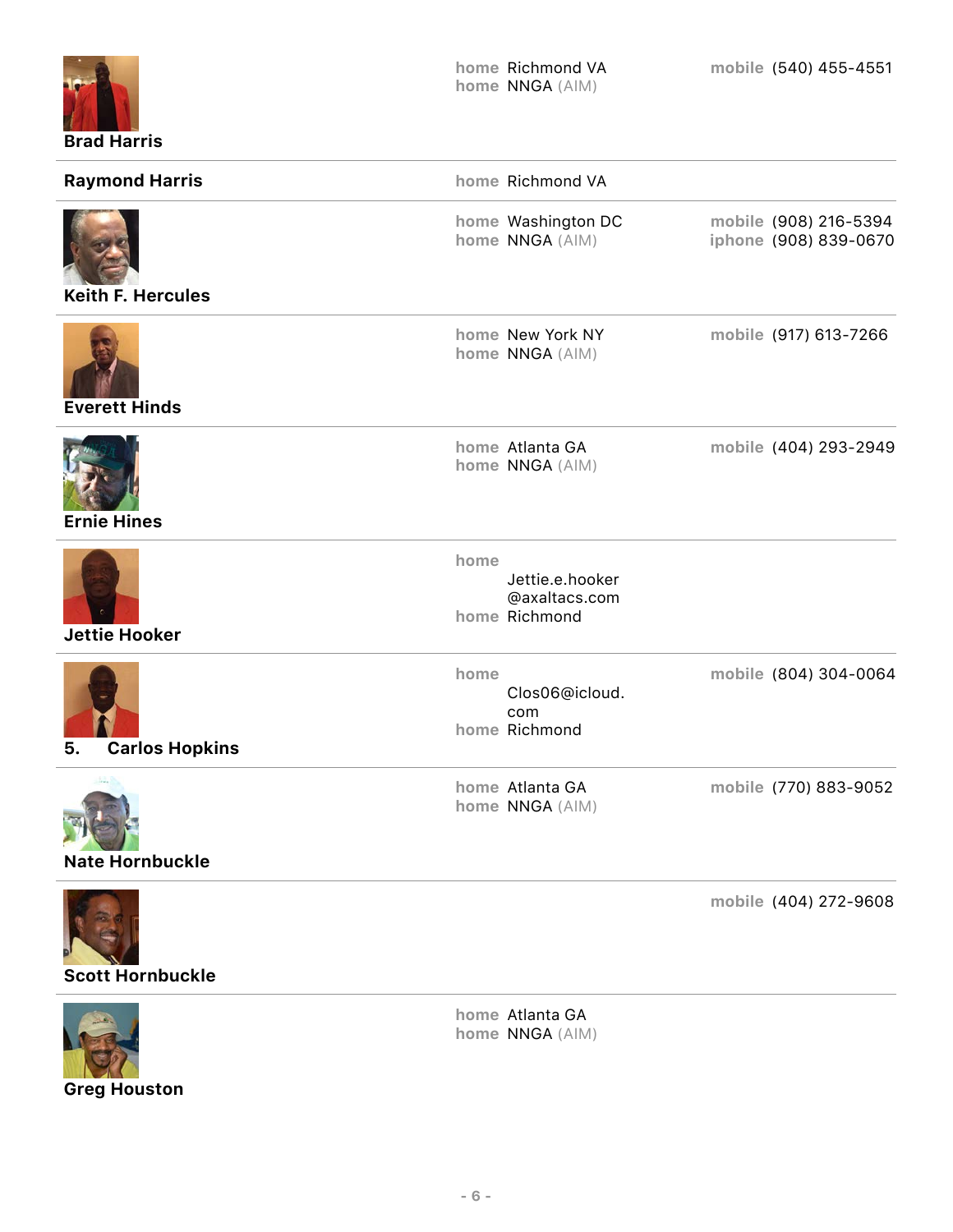**Brad Harris**

home Richmond VA
home NNGA (AIM)

mobile (540) 455-4551

---

**Raymond Harris**

home Richmond VA

---

**Keith F. Hercules**

home Washington DC
home NNGA (AIM)

mobile (908) 216-5394
iphone (908) 839-0670

---

**Everett Hinds**

home New York NY
home NNGA (AIM)

mobile (917) 613-7266

---

**Ernie Hines**

home Atlanta GA
home NNGA (AIM)

mobile (404) 293-2949

---

**Jettie Hooker**

home Jettie.e.hooker@axaltacs.com
home Richmond

---

5. **Carlos Hopkins**

home Clos06@icloud.com
home Richmond

mobile (804) 304-0064

---

**Nate Hornbuckle**

home Atlanta GA
home NNGA (AIM)

mobile (770) 883-9052

---

**Scott Hornbuckle**

mobile (404) 272-9608

---

**Greg Houston**

home Atlanta GA
home NNGA (AIM)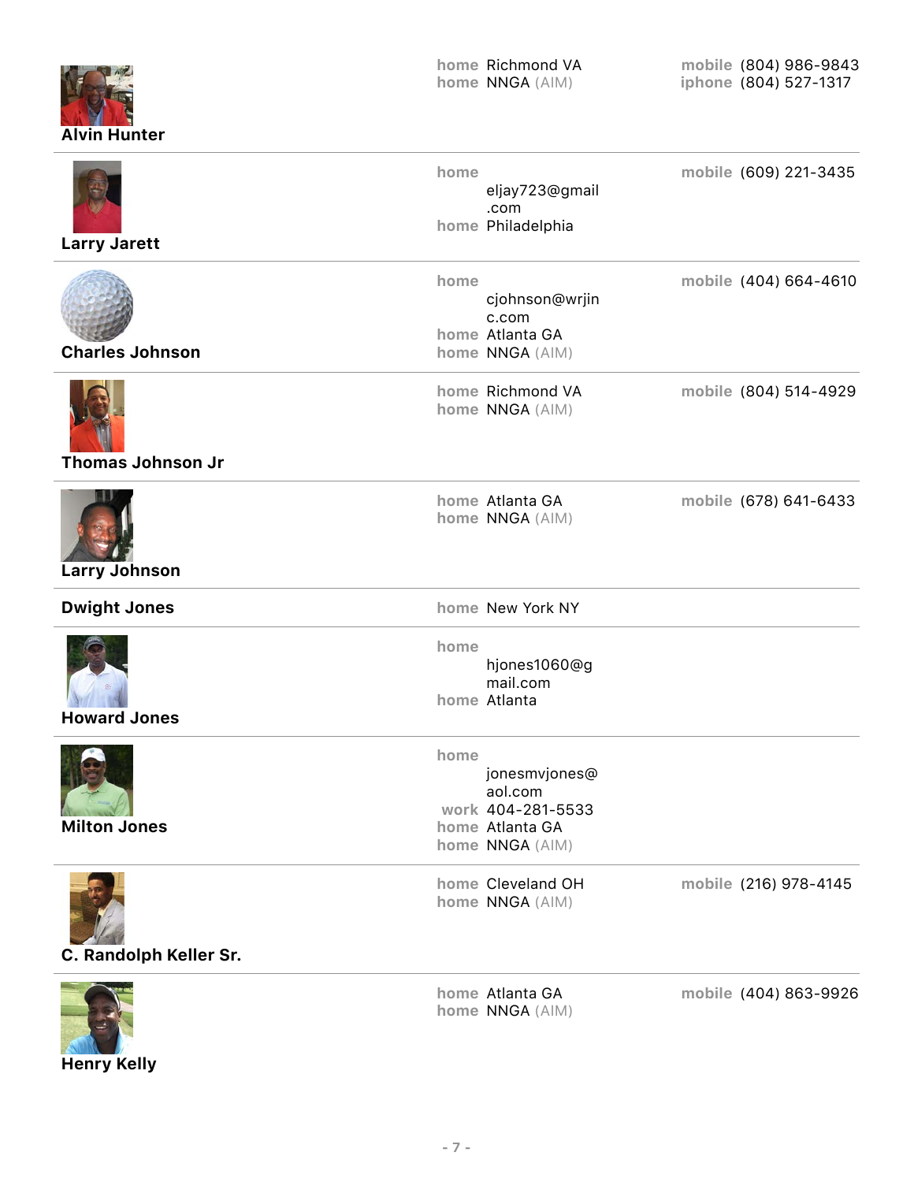**Alvin Hunter**

home Richmond VA
home NNGA (AIM)
mobile (804) 986-9843
iphone (804) 527-1317

---

**Larry Jarett**

home eljay723@gmail.com
home Philadelphia
mobile (609) 221-3435

---

**Charles Johnson**

home cjohnson@wrjinc.com
home Atlanta GA
home NNGA (AIM)
mobile (404) 664-4610

---

**Thomas Johnson Jr**

home Richmond VA
home NNGA (AIM)
mobile (804) 514-4929

---

**Larry Johnson**

home Atlanta GA
home NNGA (AIM)
mobile (678) 641-6433

---

**Dwight Jones**

home New York NY

---

**Howard Jones**

home hjones1060@gmail.com
home Atlanta

---

**Milton Jones**

home jonesmvjones@aol.com
work 404-281-5533
home Atlanta GA
home NNGA (AIM)

---

**C. Randolph Keller Sr.**

home Cleveland OH
home NNGA (AIM)
mobile (216) 978-4145

---

**Henry Kelly**

home Atlanta GA
home NNGA (AIM)
mobile (404) 863-9926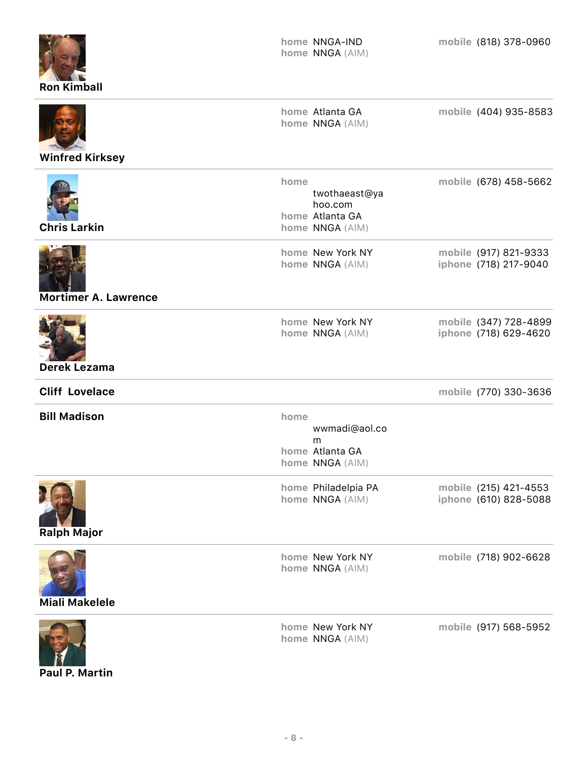**Ron Kimball**

home NNGA-IND
home NNGA (AIM)
mobile (818) 378-0960

---

**Winfred Kirksey**

home Atlanta GA
home NNGA (AIM)
mobile (404) 935-8583

---

**Chris Larkin**

home twothaeast@yahoo.com
home Atlanta GA
home NNGA (AIM)
mobile (678) 458-5662

---

**Mortimer A. Lawrence**

home New York NY
home NNGA (AIM)
mobile (917) 821-9333
iphone (718) 217-9040

---

**Derek Lezama**

home New York NY
home NNGA (AIM)
mobile (347) 728-4899
iphone (718) 629-4620

---

**Cliff Lovelace**

mobile (770) 330-3636

---

**Bill Madison**

home wwmadi@aol.com
home Atlanta GA
home NNGA (AIM)

---

**Ralph Major**

home Philadelpia PA
home NNGA (AIM)
mobile (215) 421-4553
iphone (610) 828-5088

---

**Miali Makelele**

home New York NY
home NNGA (AIM)
mobile (718) 902-6628

---

**Paul P. Martin**

home New York NY
home NNGA (AIM)
mobile (917) 568-5952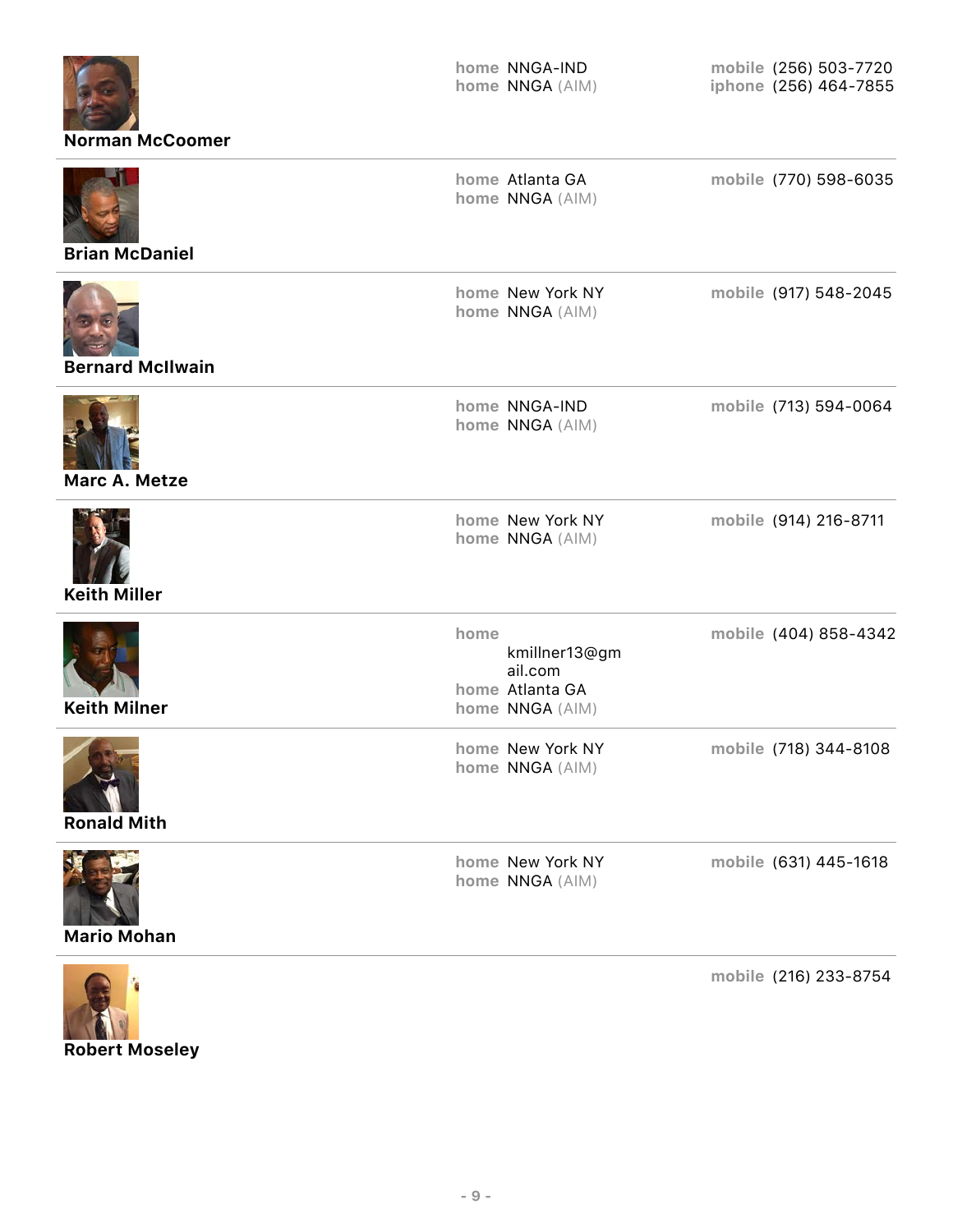**Norman McCoomer**

home NNGA-IND
home NNGA (AIM)

mobile (256) 503-7720
iphone (256) 464-7855

---

**Brian McDaniel**

home Atlanta GA
home NNGA (AIM)

mobile (770) 598-6035

---

**Bernard McIlwain**

home New York NY
home NNGA (AIM)

mobile (917) 548-2045

---

**Marc A. Metze**

home NNGA-IND
home NNGA (AIM)

mobile (713) 594-0064

---

**Keith Miller**

home New York NY
home NNGA (AIM)

mobile (914) 216-8711

---

**Keith Milner**

home kmillner13@gmail.com
home Atlanta GA
home NNGA (AIM)

mobile (404) 858-4342

---

**Ronald Mith**

home New York NY
home NNGA (AIM)

mobile (718) 344-8108

---

**Mario Mohan**

home New York NY
home NNGA (AIM)

mobile (631) 445-1618

---

**Robert Moseley**

mobile (216) 233-8754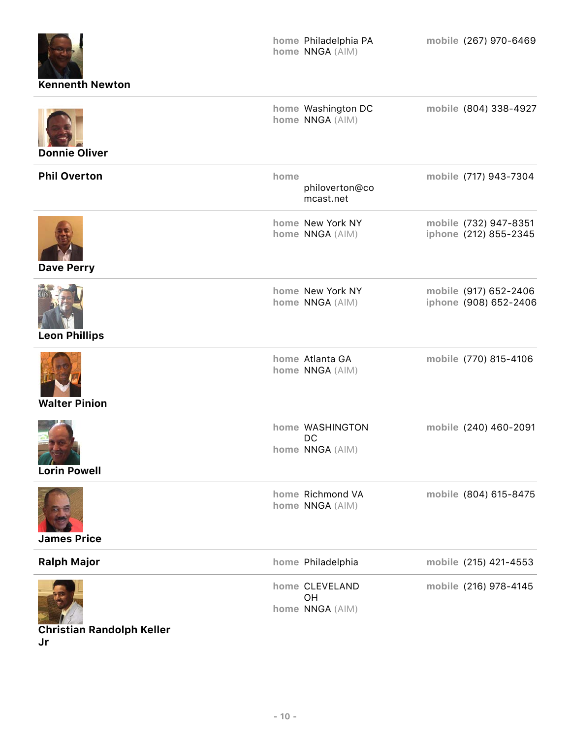| Name | Address | Phone |
| --- | --- | --- |
| **Kennenth Newton** | home Philadelphia PA<br>home NNGA (AIM) | mobile (267) 970-6469 |
| **Donnie Oliver** | home Washington DC<br>home NNGA (AIM) | mobile (804) 338-4927 |
| **Phil Overton** | home philoverton@comcast.net | mobile (717) 943-7304 |
| **Dave Perry** | home New York NY<br>home NNGA (AIM) | mobile (732) 947-8351<br>iphone (212) 855-2345 |
| **Leon Phillips** | home New York NY<br>home NNGA (AIM) | mobile (917) 652-2406<br>iphone (908) 652-2406 |
| **Walter Pinion** | home Atlanta GA<br>home NNGA (AIM) | mobile (770) 815-4106 |
| **Lorin Powell** | home WASHINGTON DC<br>home NNGA (AIM) | mobile (240) 460-2091 |
| **James Price** | home Richmond VA<br>home NNGA (AIM) | mobile (804) 615-8475 |
| **Ralph Major** | home Philadelphia | mobile (215) 421-4553 |
| **Christian Randolph Keller Jr** | home CLEVELAND OH<br>home NNGA (AIM) | mobile (216) 978-4145 |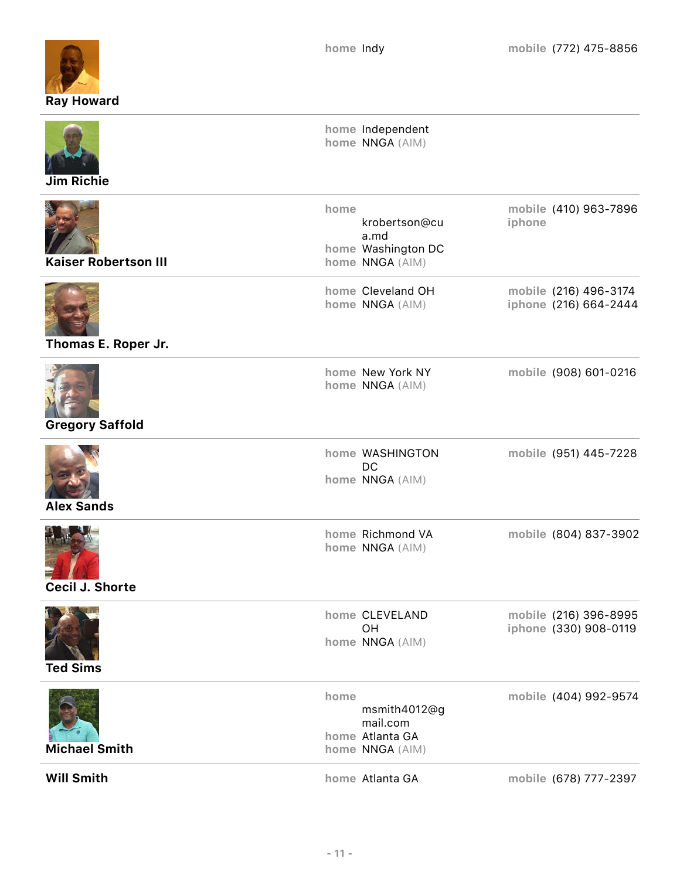**Ray Howard**

home Indy

mobile (772) 475-8856

---

**Jim Richie**

home Independent
home NNGA (AIM)

---

**Kaiser Robertson III**

home krobertson@cua.md
home Washington DC
home NNGA (AIM)

mobile (410) 963-7896
iphone

---

**Thomas E. Roper Jr.**

home Cleveland OH
home NNGA (AIM)

mobile (216) 496-3174
iphone (216) 664-2444

---

**Gregory Saffold**

home New York NY
home NNGA (AIM)

mobile (908) 601-0216

---

**Alex Sands**

home WASHINGTON DC
home NNGA (AIM)

mobile (951) 445-7228

---

**Cecil J. Shorte**

home Richmond VA
home NNGA (AIM)

mobile (804) 837-3902

---

**Ted Sims**

home CLEVELAND OH
home NNGA (AIM)

mobile (216) 396-8995
iphone (330) 908-0119

---

**Michael Smith**

home msmith4012@gmail.com
home Atlanta GA
home NNGA (AIM)

mobile (404) 992-9574

---

**Will Smith**

home Atlanta GA

mobile (678) 777-2397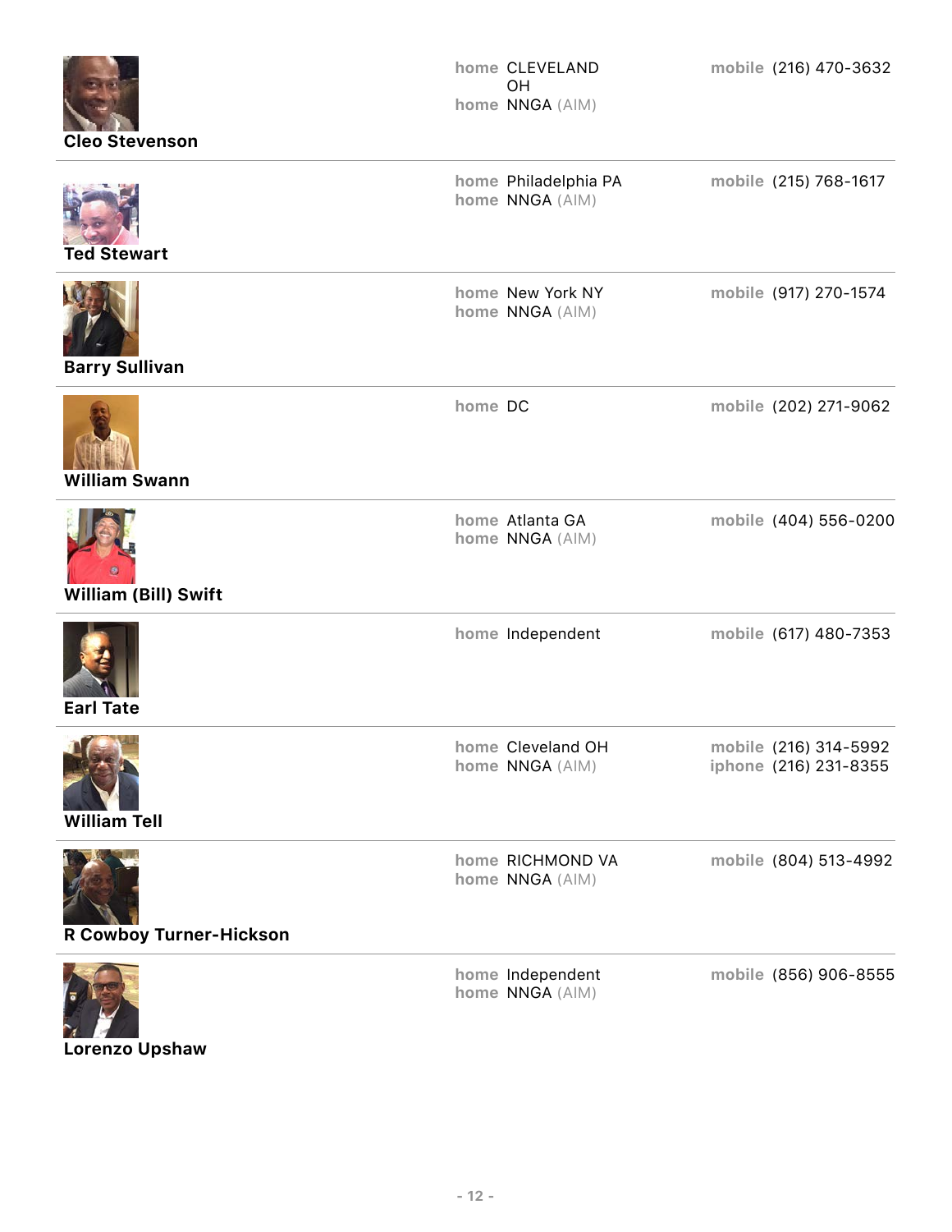**Cleo Stevenson**

home CLEVELAND OH
home NNGA (AIM)

mobile (216) 470-3632

---

**Ted Stewart**

home Philadelphia PA
home NNGA (AIM)

mobile (215) 768-1617

---

**Barry Sullivan**

home New York NY
home NNGA (AIM)

mobile (917) 270-1574

---

**William Swann**

home DC

mobile (202) 271-9062

---

**William (Bill) Swift**

home Atlanta GA
home NNGA (AIM)

mobile (404) 556-0200

---

**Earl Tate**

home Independent

mobile (617) 480-7353

---

**William Tell**

home Cleveland OH
home NNGA (AIM)

mobile (216) 314-5992
iphone (216) 231-8355

---

**R Cowboy Turner-Hickson**

home RICHMOND VA
home NNGA (AIM)

mobile (804) 513-4992

---

**Lorenzo Upshaw**

home Independent
home NNGA (AIM)

mobile (856) 906-8555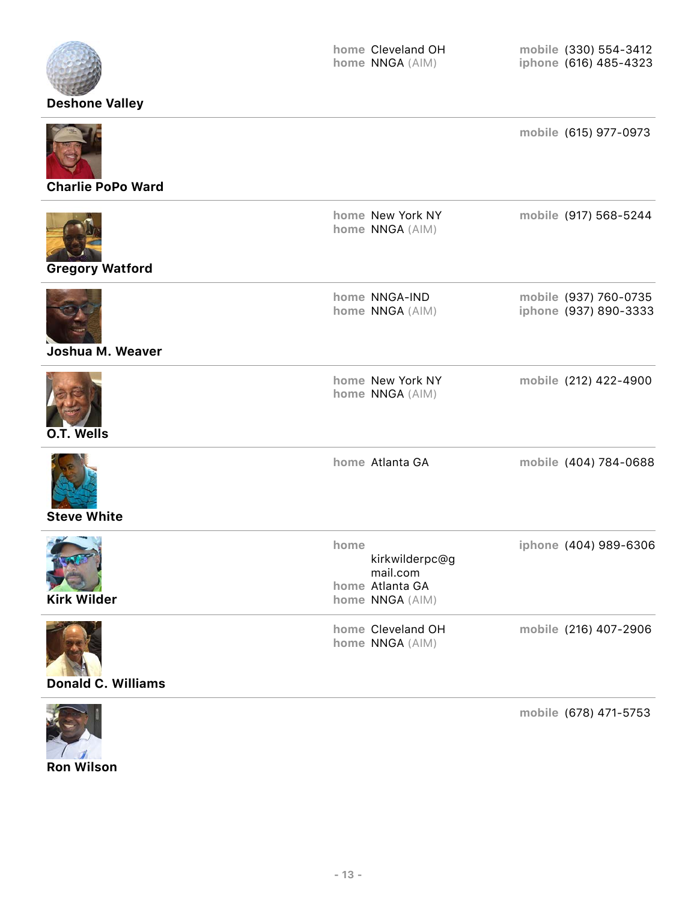**Deshone Valley**

home Cleveland OH
home NNGA (AIM)

mobile (330) 554-3412
iphone (616) 485-4323

---

**Charlie PoPo Ward**

mobile (615) 977-0973

---

**Gregory Watford**

home New York NY
home NNGA (AIM)

mobile (917) 568-5244

---

**Joshua M. Weaver**

home NNGA-IND
home NNGA (AIM)

mobile (937) 760-0735
iphone (937) 890-3333

---

**O.T. Wells**

home New York NY
home NNGA (AIM)

mobile (212) 422-4900

---

**Steve White**

home Atlanta GA

mobile (404) 784-0688

---

**Kirk Wilder**

home kirkwilderpc@gmail.com
home Atlanta GA
home NNGA (AIM)

iphone (404) 989-6306

---

**Donald C. Williams**

home Cleveland OH
home NNGA (AIM)

mobile (216) 407-2906

---

**Ron Wilson**

mobile (678) 471-5753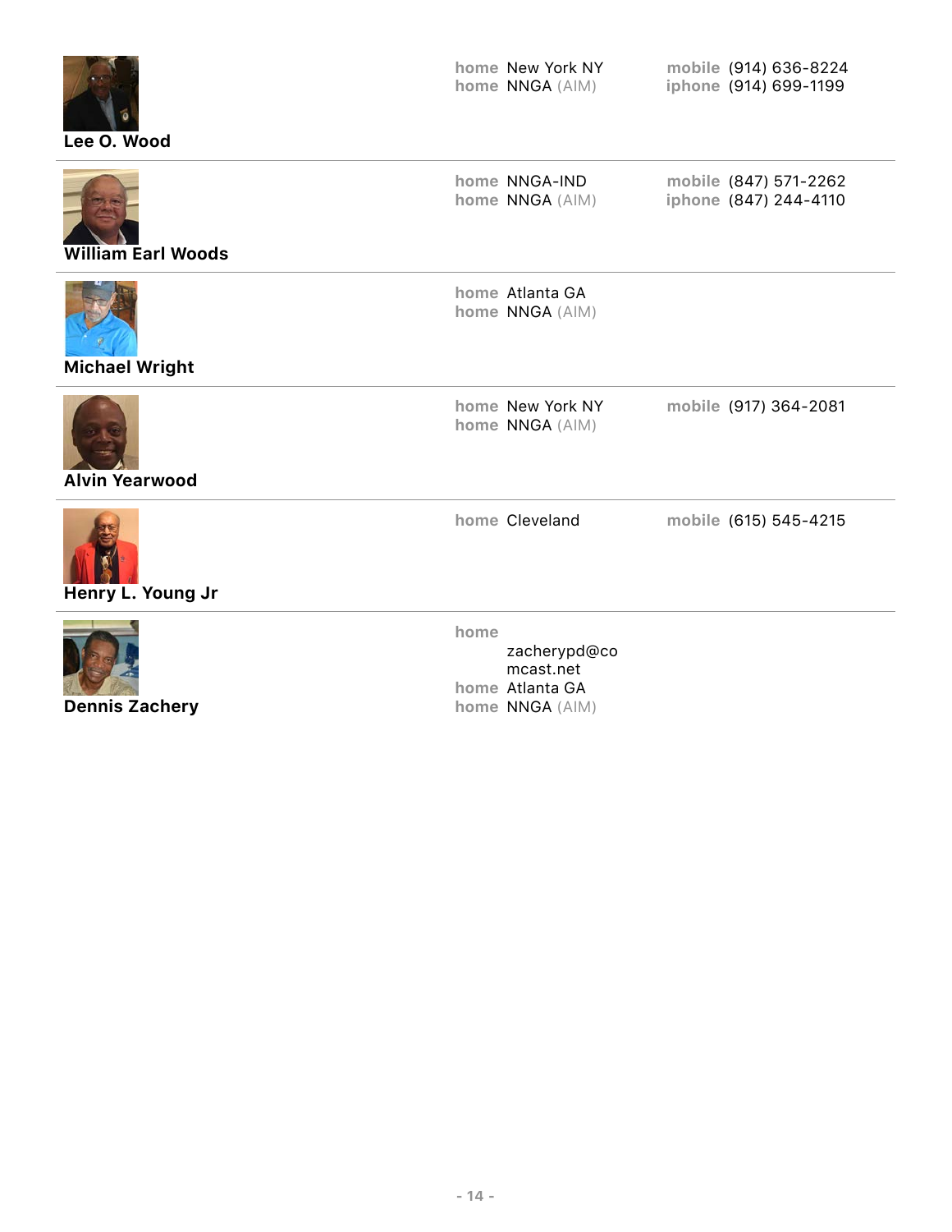**Lee O. Wood**

home New York NY
home NNGA (AIM)
mobile (914) 636-8224
iphone (914) 699-1199

---

**William Earl Woods**

home NNGA-IND
home NNGA (AIM)
mobile (847) 571-2262
iphone (847) 244-4110

---

**Michael Wright**

home Atlanta GA
home NNGA (AIM)

---

**Alvin Yearwood**

home New York NY
home NNGA (AIM)
mobile (917) 364-2081

---

**Henry L. Young Jr**

home Cleveland
mobile (615) 545-4215

---

**Dennis Zachery**

home zacherypd@comcast.net
home Atlanta GA
home NNGA (AIM)